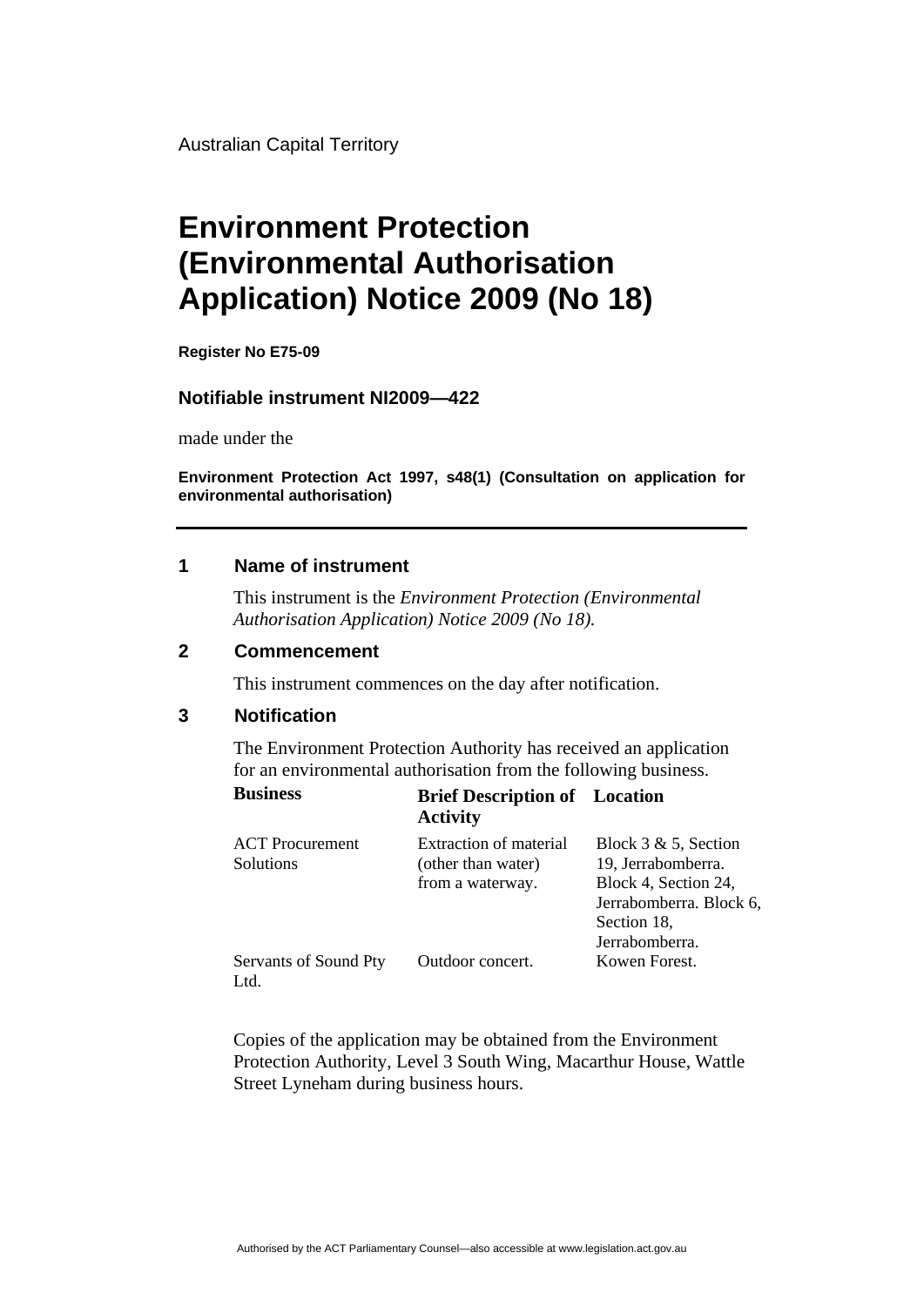Australian Capital Territory

# Environment Protection (Environmental Authorisation Application) Notice 2009 (No 18)

**Register No E75-09**

**Notifiable instrument NI2009—422**

made under the

**Environment Protection Act 1997, s48(1) (Consultation on application for environmental authorisation)**

---

## 1 Name of instrument

This instrument is the *Environment Protection (Environmental Authorisation Application) Notice 2009 (No 18).*

## 2 Commencement

This instrument commences on the day after notification.

## 3 Notification

The Environment Protection Authority has received an application for an environmental authorisation from the following business.

| Business | Brief Description of Activity | Location |
|---|---|---|
| ACT Procurement Solutions | Extraction of material (other than water) from a waterway. | Block 3 & 5, Section 19, Jerrabomberra. Block 4, Section 24, Jerrabomberra. Block 6, Section 18, Jerrabomberra. |
| Servants of Sound Pty Ltd. | Outdoor concert. | Kowen Forest. |

Copies of the application may be obtained from the Environment Protection Authority, Level 3 South Wing, Macarthur House, Wattle Street Lyneham during business hours.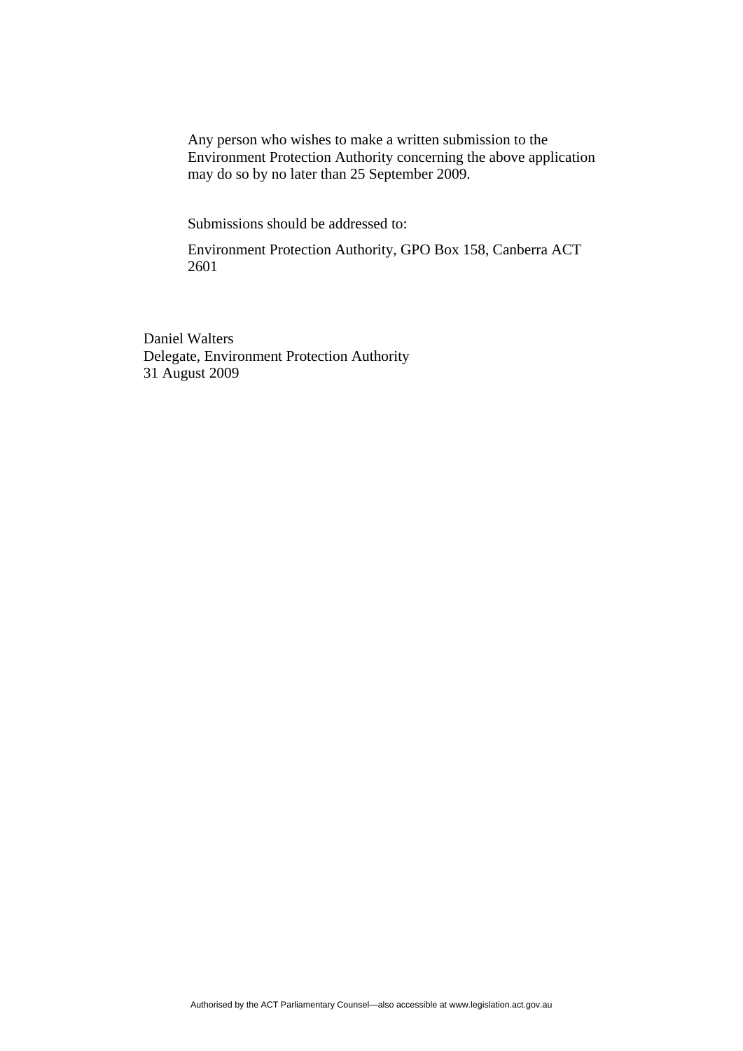Any person who wishes to make a written submission to the Environment Protection Authority concerning the above application may do so by no later than 25 September 2009.

Submissions should be addressed to:

Environment Protection Authority, GPO Box 158, Canberra ACT 2601

Daniel Walters
Delegate, Environment Protection Authority
31 August 2009